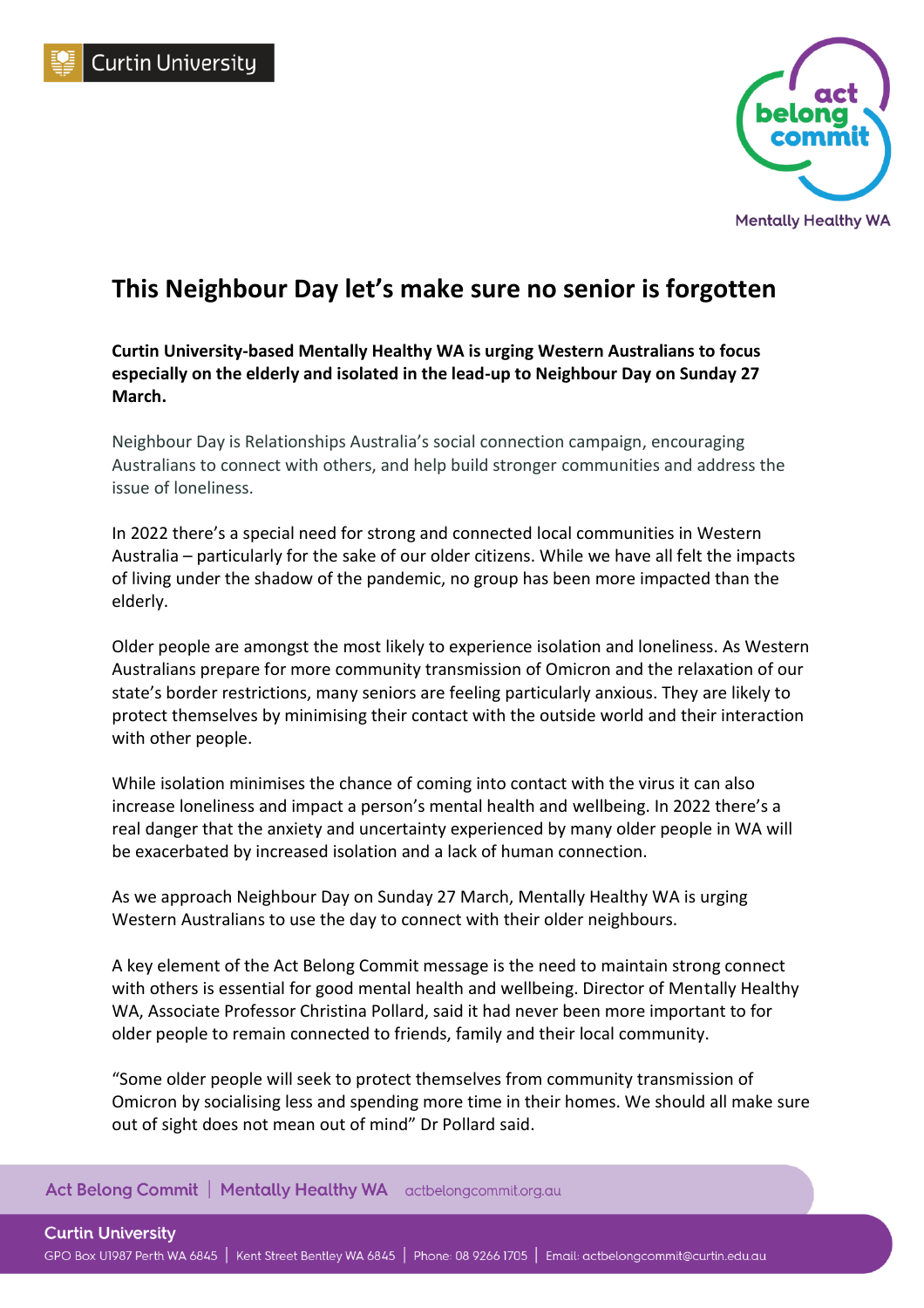# This Neighbour Day let's make sure no senior is forgotten

**Curtin University-based Mentally Healthy WA is urging Western Australians to focus especially on the elderly and isolated in the lead-up to Neighbour Day on Sunday 27 March.**

Neighbour Day is Relationships Australia's social connection campaign, encouraging Australians to connect with others, and help build stronger communities and address the issue of loneliness.

In 2022 there's a special need for strong and connected local communities in Western Australia – particularly for the sake of our older citizens. While we have all felt the impacts of living under the shadow of the pandemic, no group has been more impacted than the elderly.

Older people are amongst the most likely to experience isolation and loneliness. As Western Australians prepare for more community transmission of Omicron and the relaxation of our state's border restrictions, many seniors are feeling particularly anxious. They are likely to protect themselves by minimising their contact with the outside world and their interaction with other people.

While isolation minimises the chance of coming into contact with the virus it can also increase loneliness and impact a person's mental health and wellbeing. In 2022 there's a real danger that the anxiety and uncertainty experienced by many older people in WA will be exacerbated by increased isolation and a lack of human connection.

As we approach Neighbour Day on Sunday 27 March, Mentally Healthy WA is urging Western Australians to use the day to connect with their older neighbours.

A key element of the Act Belong Commit message is the need to maintain strong connect with others is essential for good mental health and wellbeing. Director of Mentally Healthy WA, Associate Professor Christina Pollard, said it had never been more important to for older people to remain connected to friends, family and their local community.

"Some older people will seek to protect themselves from community transmission of Omicron by socialising less and spending more time in their homes. We should all make sure out of sight does not mean out of mind" Dr Pollard said.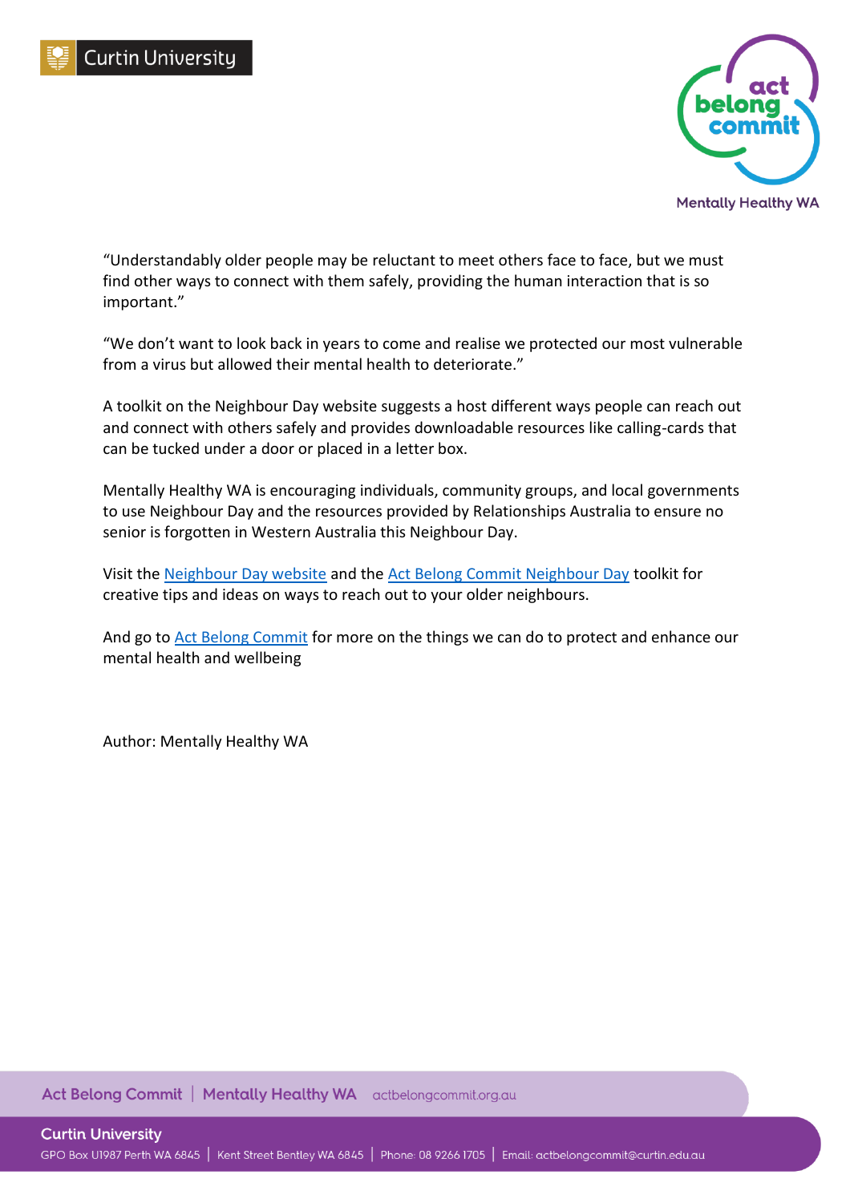"Understandably older people may be reluctant to meet others face to face, but we must find other ways to connect with them safely, providing the human interaction that is so important."

"We don't want to look back in years to come and realise we protected our most vulnerable from a virus but allowed their mental health to deteriorate."

A toolkit on the Neighbour Day website suggests a host different ways people can reach out and connect with others safely and provides downloadable resources like calling-cards that can be tucked under a door or placed in a letter box.

Mentally Healthy WA is encouraging individuals, community groups, and local governments to use Neighbour Day and the resources provided by Relationships Australia to ensure no senior is forgotten in Western Australia this Neighbour Day.

Visit the Neighbour Day website and the Act Belong Commit Neighbour Day toolkit for creative tips and ideas on ways to reach out to your older neighbours.

And go to Act Belong Commit for more on the things we can do to protect and enhance our mental health and wellbeing

Author: Mentally Healthy WA